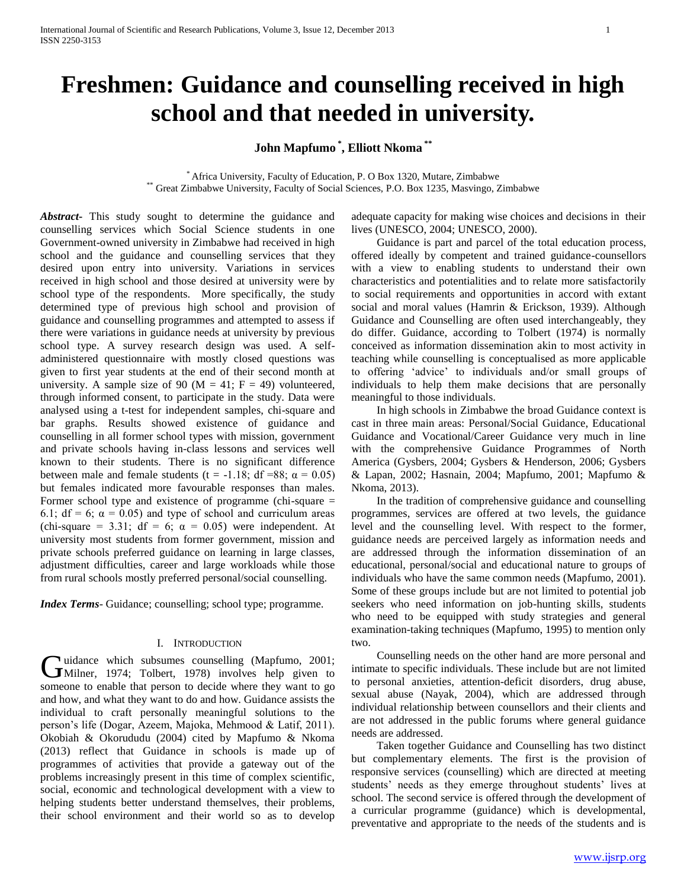# Freshmen: Guidance and counselling received in high school and that needed in university.

**John Mapfumo [*], Elliott Nkoma [**]**

[*] Africa University, Faculty of Education, P. O Box 1320, Mutare, Zimbabwe
[**] Great Zimbabwe University, Faculty of Social Sciences, P.O. Box 1235, Masvingo, Zimbabwe

***Abstract*-** This study sought to determine the guidance and counselling services which Social Science students in one Government-owned university in Zimbabwe had received in high school and the guidance and counselling services that they desired upon entry into university. Variations in services received in high school and those desired at university were by school type of the respondents. More specifically, the study determined type of previous high school and provision of guidance and counselling programmes and attempted to assess if there were variations in guidance needs at university by previous school type. A survey research design was used. A self-administered questionnaire with mostly closed questions was given to first year students at the end of their second month at university. A sample size of 90 (M = 41; F = 49) volunteered, through informed consent, to participate in the study. Data were analysed using a t-test for independent samples, chi-square and bar graphs. Results showed existence of guidance and counselling in all former school types with mission, government and private schools having in-class lessons and services well known to their students. There is no significant difference between male and female students ($t = -1.18$; $df = 88$; $\alpha = 0.05$) but females indicated more favourable responses than males. Former school type and existence of programme (chi-square = 6.1; $df = 6$; $\alpha = 0.05$) and type of school and curriculum areas (chi-square = 3.31; $df = 6$; $\alpha = 0.05$) were independent. At university most students from former government, mission and private schools preferred guidance on learning in large classes, adjustment difficulties, career and large workloads while those from rural schools mostly preferred personal/social counselling.

***Index Terms*-** Guidance; counselling; school type; programme.

## I. Introduction

Guidance which subsumes counselling (Mapfumo, 2001; Milner, 1974; Tolbert, 1978) involves help given to someone to enable that person to decide where they want to go and how, and what they want to do and how. Guidance assists the individual to craft personally meaningful solutions to the person's life (Dogar, Azeem, Majoka, Mehmood & Latif, 2011). Okobiah & Okorududu (2004) cited by Mapfumo & Nkoma (2013) reflect that Guidance in schools is made up of programmes of activities that provide a gateway out of the problems increasingly present in this time of complex scientific, social, economic and technological development with a view to helping students better understand themselves, their problems, their school environment and their world so as to develop adequate capacity for making wise choices and decisions in their lives (UNESCO, 2004; UNESCO, 2000).

Guidance is part and parcel of the total education process, offered ideally by competent and trained guidance-counsellors with a view to enabling students to understand their own characteristics and potentialities and to relate more satisfactorily to social requirements and opportunities in accord with extant social and moral values (Hamrin & Erickson, 1939). Although Guidance and Counselling are often used interchangeably, they do differ. Guidance, according to Tolbert (1974) is normally conceived as information dissemination akin to most activity in teaching while counselling is conceptualised as more applicable to offering 'advice' to individuals and/or small groups of individuals to help them make decisions that are personally meaningful to those individuals.

In high schools in Zimbabwe the broad Guidance context is cast in three main areas: Personal/Social Guidance, Educational Guidance and Vocational/Career Guidance very much in line with the comprehensive Guidance Programmes of North America (Gysbers, 2004; Gysbers & Henderson, 2006; Gysbers & Lapan, 2002; Hasnain, 2004; Mapfumo, 2001; Mapfumo & Nkoma, 2013).

In the tradition of comprehensive guidance and counselling programmes, services are offered at two levels, the guidance level and the counselling level. With respect to the former, guidance needs are perceived largely as information needs and are addressed through the information dissemination of an educational, personal/social and educational nature to groups of individuals who have the same common needs (Mapfumo, 2001). Some of these groups include but are not limited to potential job seekers who need information on job-hunting skills, students who need to be equipped with study strategies and general examination-taking techniques (Mapfumo, 1995) to mention only two.

Counselling needs on the other hand are more personal and intimate to specific individuals. These include but are not limited to personal anxieties, attention-deficit disorders, drug abuse, sexual abuse (Nayak, 2004), which are addressed through individual relationship between counsellors and their clients and are not addressed in the public forums where general guidance needs are addressed.

Taken together Guidance and Counselling has two distinct but complementary elements. The first is the provision of responsive services (counselling) which are directed at meeting students' needs as they emerge throughout students' lives at school. The second service is offered through the development of a curricular programme (guidance) which is developmental, preventative and appropriate to the needs of the students and is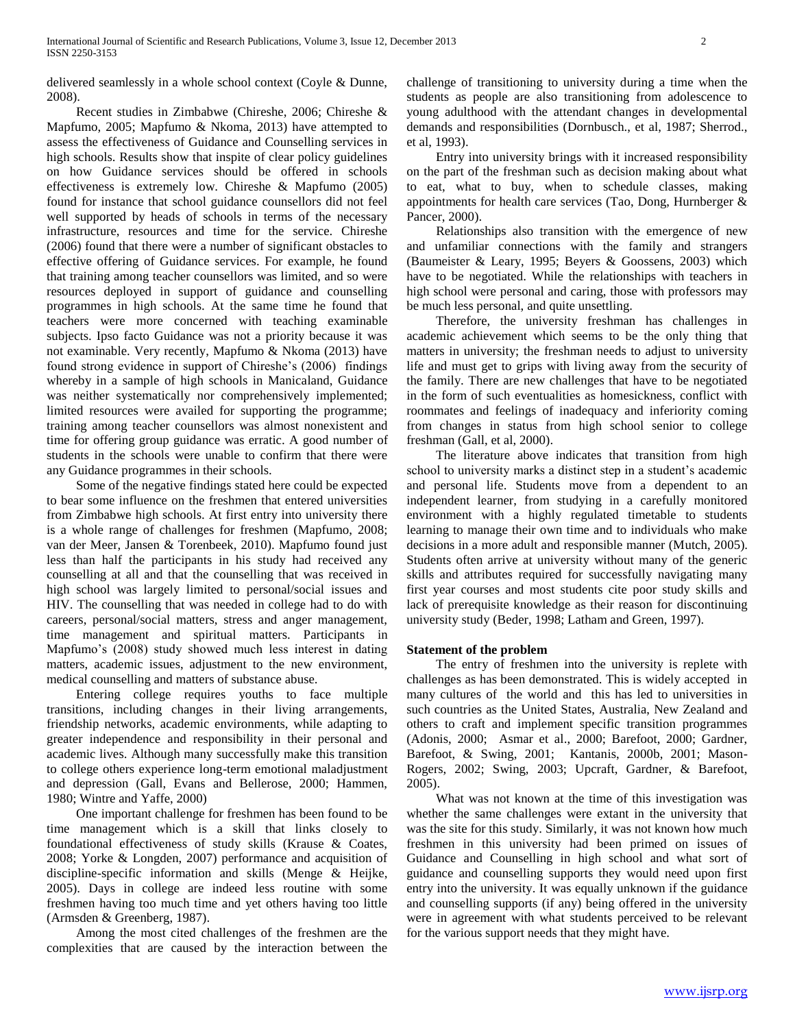delivered seamlessly in a whole school context (Coyle & Dunne, 2008).

Recent studies in Zimbabwe (Chireshe, 2006; Chireshe & Mapfumo, 2005; Mapfumo & Nkoma, 2013) have attempted to assess the effectiveness of Guidance and Counselling services in high schools. Results show that inspite of clear policy guidelines on how Guidance services should be offered in schools effectiveness is extremely low. Chireshe & Mapfumo (2005) found for instance that school guidance counsellors did not feel well supported by heads of schools in terms of the necessary infrastructure, resources and time for the service. Chireshe (2006) found that there were a number of significant obstacles to effective offering of Guidance services. For example, he found that training among teacher counsellors was limited, and so were resources deployed in support of guidance and counselling programmes in high schools. At the same time he found that teachers were more concerned with teaching examinable subjects. Ipso facto Guidance was not a priority because it was not examinable. Very recently, Mapfumo & Nkoma (2013) have found strong evidence in support of Chireshe's (2006) findings whereby in a sample of high schools in Manicaland, Guidance was neither systematically nor comprehensively implemented; limited resources were availed for supporting the programme; training among teacher counsellors was almost nonexistent and time for offering group guidance was erratic. A good number of students in the schools were unable to confirm that there were any Guidance programmes in their schools.

Some of the negative findings stated here could be expected to bear some influence on the freshmen that entered universities from Zimbabwe high schools. At first entry into university there is a whole range of challenges for freshmen (Mapfumo, 2008; van der Meer, Jansen & Torenbeek, 2010). Mapfumo found just less than half the participants in his study had received any counselling at all and that the counselling that was received in high school was largely limited to personal/social issues and HIV. The counselling that was needed in college had to do with careers, personal/social matters, stress and anger management, time management and spiritual matters. Participants in Mapfumo's (2008) study showed much less interest in dating matters, academic issues, adjustment to the new environment, medical counselling and matters of substance abuse.

Entering college requires youths to face multiple transitions, including changes in their living arrangements, friendship networks, academic environments, while adapting to greater independence and responsibility in their personal and academic lives. Although many successfully make this transition to college others experience long-term emotional maladjustment and depression (Gall, Evans and Bellerose, 2000; Hammen, 1980; Wintre and Yaffe, 2000)

One important challenge for freshmen has been found to be time management which is a skill that links closely to foundational effectiveness of study skills (Krause & Coates, 2008; Yorke & Longden, 2007) performance and acquisition of discipline-specific information and skills (Menge & Heijke, 2005). Days in college are indeed less routine with some freshmen having too much time and yet others having too little (Armsden & Greenberg, 1987).

Among the most cited challenges of the freshmen are the complexities that are caused by the interaction between the challenge of transitioning to university during a time when the students as people are also transitioning from adolescence to young adulthood with the attendant changes in developmental demands and responsibilities (Dornbusch., et al, 1987; Sherrod., et al, 1993).

Entry into university brings with it increased responsibility on the part of the freshman such as decision making about what to eat, what to buy, when to schedule classes, making appointments for health care services (Tao, Dong, Hurnberger & Pancer, 2000).

Relationships also transition with the emergence of new and unfamiliar connections with the family and strangers (Baumeister & Leary, 1995; Beyers & Goossens, 2003) which have to be negotiated. While the relationships with teachers in high school were personal and caring, those with professors may be much less personal, and quite unsettling.

Therefore, the university freshman has challenges in academic achievement which seems to be the only thing that matters in university; the freshman needs to adjust to university life and must get to grips with living away from the security of the family. There are new challenges that have to be negotiated in the form of such eventualities as homesickness, conflict with roommates and feelings of inadequacy and inferiority coming from changes in status from high school senior to college freshman (Gall, et al, 2000).

The literature above indicates that transition from high school to university marks a distinct step in a student's academic and personal life. Students move from a dependent to an independent learner, from studying in a carefully monitored environment with a highly regulated timetable to students learning to manage their own time and to individuals who make decisions in a more adult and responsible manner (Mutch, 2005). Students often arrive at university without many of the generic skills and attributes required for successfully navigating many first year courses and most students cite poor study skills and lack of prerequisite knowledge as their reason for discontinuing university study (Beder, 1998; Latham and Green, 1997).

**Statement of the problem**

The entry of freshmen into the university is replete with challenges as has been demonstrated. This is widely accepted in many cultures of the world and this has led to universities in such countries as the United States, Australia, New Zealand and others to craft and implement specific transition programmes (Adonis, 2000; Asmar et al., 2000; Barefoot, 2000; Gardner, Barefoot, & Swing, 2001; Kantanis, 2000b, 2001; Mason-Rogers, 2002; Swing, 2003; Upcraft, Gardner, & Barefoot, 2005).

What was not known at the time of this investigation was whether the same challenges were extant in the university that was the site for this study. Similarly, it was not known how much freshmen in this university had been primed on issues of Guidance and Counselling in high school and what sort of guidance and counselling supports they would need upon first entry into the university. It was equally unknown if the guidance and counselling supports (if any) being offered in the university were in agreement with what students perceived to be relevant for the various support needs that they might have.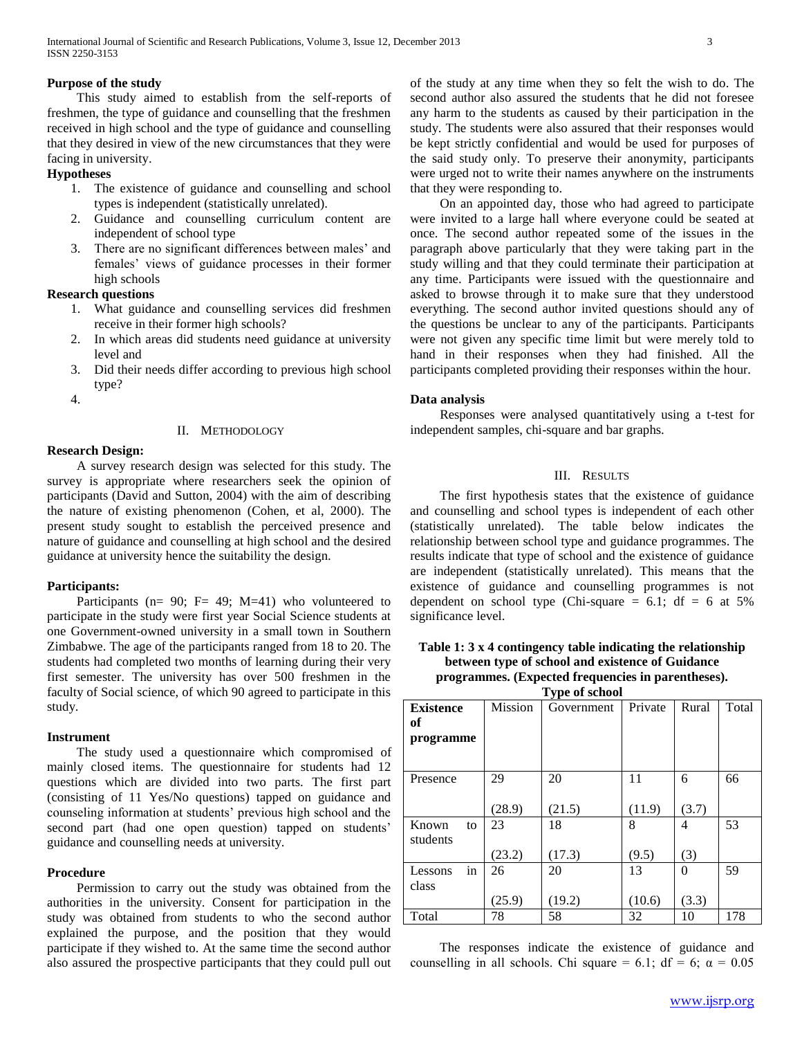**Purpose of the study**

This study aimed to establish from the self-reports of freshmen, the type of guidance and counselling that the freshmen received in high school and the type of guidance and counselling that they desired in view of the new circumstances that they were facing in university.

**Hypotheses**

1. The existence of guidance and counselling and school types is independent (statistically unrelated).
2. Guidance and counselling curriculum content are independent of school type
3. There are no significant differences between males' and females' views of guidance processes in their former high schools

**Research questions**

1. What guidance and counselling services did freshmen receive in their former high schools?
2. In which areas did students need guidance at university level and
3. Did their needs differ according to previous high school type?
4.

## II. Methodology

**Research Design:**

A survey research design was selected for this study. The survey is appropriate where researchers seek the opinion of participants (David and Sutton, 2004) with the aim of describing the nature of existing phenomenon (Cohen, et al, 2000). The present study sought to establish the perceived presence and nature of guidance and counselling at high school and the desired guidance at university hence the suitability the design.

**Participants:**

Participants (n= 90; F= 49; M=41) who volunteered to participate in the study were first year Social Science students at one Government-owned university in a small town in Southern Zimbabwe. The age of the participants ranged from 18 to 20. The students had completed two months of learning during their very first semester. The university has over 500 freshmen in the faculty of Social science, of which 90 agreed to participate in this study.

**Instrument**

The study used a questionnaire which compromised of mainly closed items. The questionnaire for students had 12 questions which are divided into two parts. The first part (consisting of 11 Yes/No questions) tapped on guidance and counseling information at students' previous high school and the second part (had one open question) tapped on students' guidance and counselling needs at university.

**Procedure**

Permission to carry out the study was obtained from the authorities in the university. Consent for participation in the study was obtained from students to who the second author explained the purpose, and the position that they would participate if they wished to. At the same time the second author also assured the prospective participants that they could pull out of the study at any time when they so felt the wish to do. The second author also assured the students that he did not foresee any harm to the students as caused by their participation in the study. The students were also assured that their responses would be kept strictly confidential and would be used for purposes of the said study only. To preserve their anonymity, participants were urged not to write their names anywhere on the instruments that they were responding to.

On an appointed day, those who had agreed to participate were invited to a large hall where everyone could be seated at once. The second author repeated some of the issues in the paragraph above particularly that they were taking part in the study willing and that they could terminate their participation at any time. Participants were issued with the questionnaire and asked to browse through it to make sure that they understood everything. The second author invited questions should any of the questions be unclear to any of the participants. Participants were not given any specific time limit but were merely told to hand in their responses when they had finished. All the participants completed providing their responses within the hour.

**Data analysis**

Responses were analysed quantitatively using a t-test for independent samples, chi-square and bar graphs.

## III. Results

The first hypothesis states that the existence of guidance and counselling and school types is independent of each other (statistically unrelated). The table below indicates the relationship between school type and guidance programmes. The results indicate that type of school and the existence of guidance are independent (statistically unrelated). This means that the existence of guidance and counselling programmes is not dependent on school type (Chi-square = 6.1; df = 6 at 5% significance level.

**Table 1: 3 x 4 contingency table indicating the relationship between type of school and existence of Guidance programmes. (Expected frequencies in parentheses).**

| | Type of school | | | | |
|---|---|---|---|---|---|
| **Existence of programme** | Mission | Government | Private | Rural | Total |
| Presence | 29 (28.9) | 20 (21.5) | 11 (11.9) | 6 (3.7) | 66 |
| Known to students | 23 (23.2) | 18 (17.3) | 8 (9.5) | 4 (3) | 53 |
| Lessons in class | 26 (25.9) | 20 (19.2) | 13 (10.6) | 0 (3.3) | 59 |
| Total | 78 | 58 | 32 | 10 | 178 |

The responses indicate the existence of guidance and counselling in all schools. Chi square = 6.1; df = 6; $\alpha = 0.05$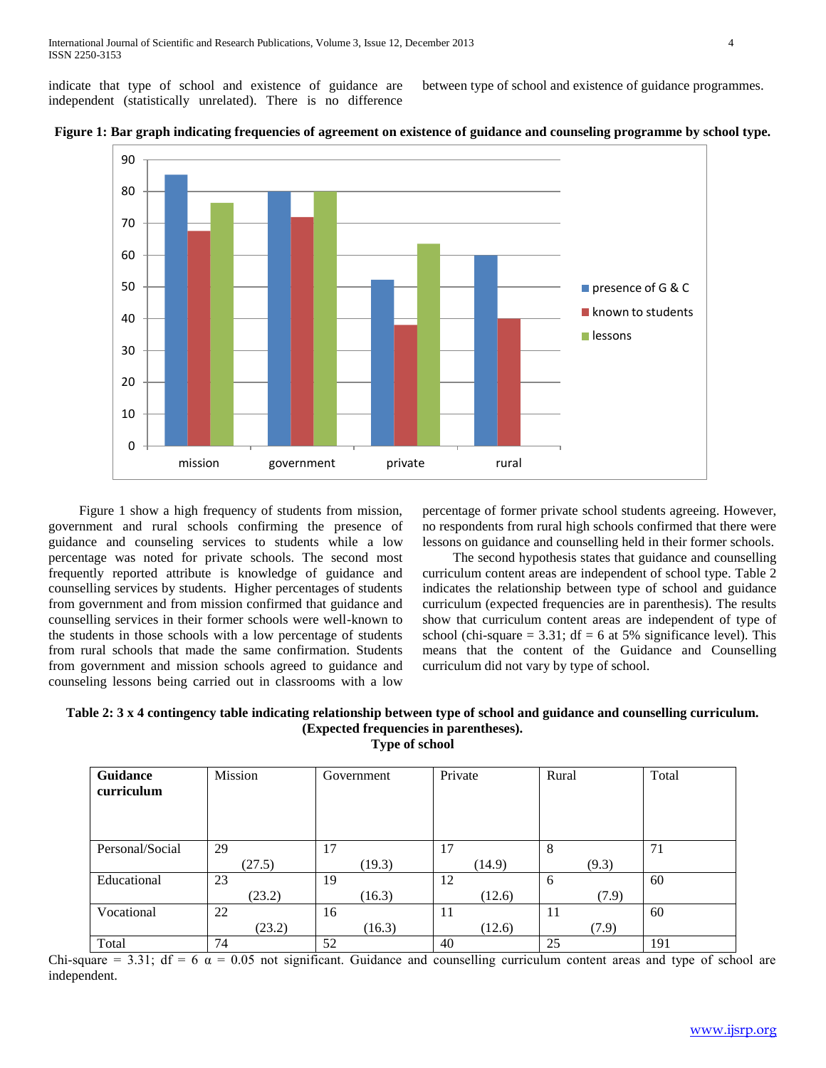indicate that type of school and existence of guidance are independent (statistically unrelated). There is no difference between type of school and existence of guidance programmes.

**Figure 1: Bar graph indicating frequencies of agreement on existence of guidance and counseling programme by school type.**

Figure 1 show a high frequency of students from mission, government and rural schools confirming the presence of guidance and counseling services to students while a low percentage was noted for private schools. The second most frequently reported attribute is knowledge of guidance and counselling services by students. Higher percentages of students from government and from mission confirmed that guidance and counselling services in their former schools were well-known to the students in those schools with a low percentage of students from rural schools that made the same confirmation. Students from government and mission schools agreed to guidance and counseling lessons being carried out in classrooms with a low percentage of former private school students agreeing. However, no respondents from rural high schools confirmed that there were lessons on guidance and counselling held in their former schools.

The second hypothesis states that guidance and counselling curriculum content areas are independent of school type. Table 2 indicates the relationship between type of school and guidance curriculum (expected frequencies are in parenthesis). The results show that curriculum content areas are independent of type of school (chi-square = 3.31; df = 6 at 5% significance level). This means that the content of the Guidance and Counselling curriculum did not vary by type of school.

**Table 2: 3 x 4 contingency table indicating relationship between type of school and guidance and counselling curriculum. (Expected frequencies in parentheses).**

**Type of school**

| **Guidance curriculum** | Mission | Government | Private | Rural | Total |
|---|---|---|---|---|---|
| Personal/Social | 29 (27.5) | 17 (19.3) | 17 (14.9) | 8 (9.3) | 71 |
| Educational | 23 (23.2) | 19 (16.3) | 12 (12.6) | 6 (7.9) | 60 |
| Vocational | 22 (23.2) | 16 (16.3) | 11 (12.6) | 11 (7.9) | 60 |
| Total | 74 | 52 | 40 | 25 | 191 |

Chi-square = 3.31; df = 6 $\alpha$ = 0.05 not significant. Guidance and counselling curriculum content areas and type of school are independent.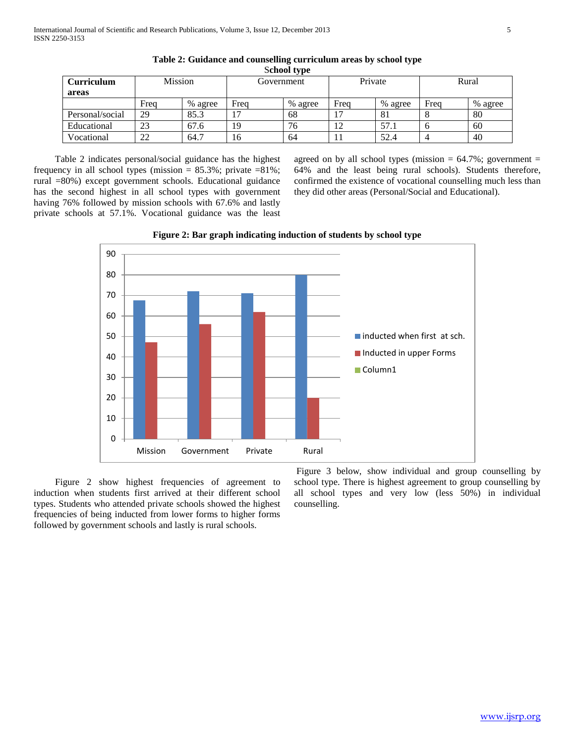**Table 2: Guidance and counselling curriculum areas by school type**

**School type**

| **Curriculum areas** | Mission | | Government | | Private | | Rural | |
|---|---|---|---|---|---|---|---|---|
| | Freq | % agree | Freq | % agree | Freq | % agree | Freq | % agree |
| Personal/social | 29 | 85.3 | 17 | 68 | 17 | 81 | 8 | 80 |
| Educational | 23 | 67.6 | 19 | 76 | 12 | 57.1 | 6 | 60 |
| Vocational | 22 | 64.7 | 16 | 64 | 11 | 52.4 | 4 | 40 |

Table 2 indicates personal/social guidance has the highest frequency in all school types (mission = 85.3%; private =81%; rural =80%) except government schools. Educational guidance has the second highest in all school types with government having 76% followed by mission schools with 67.6% and lastly private schools at 57.1%. Vocational guidance was the least agreed on by all school types (mission = 64.7%; government = 64% and the least being rural schools). Students therefore, confirmed the existence of vocational counselling much less than they did other areas (Personal/Social and Educational).

**Figure 2: Bar graph indicating induction of students by school type**

Figure 2 show highest frequencies of agreement to induction when students first arrived at their different school types. Students who attended private schools showed the highest frequencies of being inducted from lower forms to higher forms followed by government schools and lastly is rural schools.

Figure 3 below, show individual and group counselling by school type. There is highest agreement to group counselling by all school types and very low (less 50%) in individual counselling.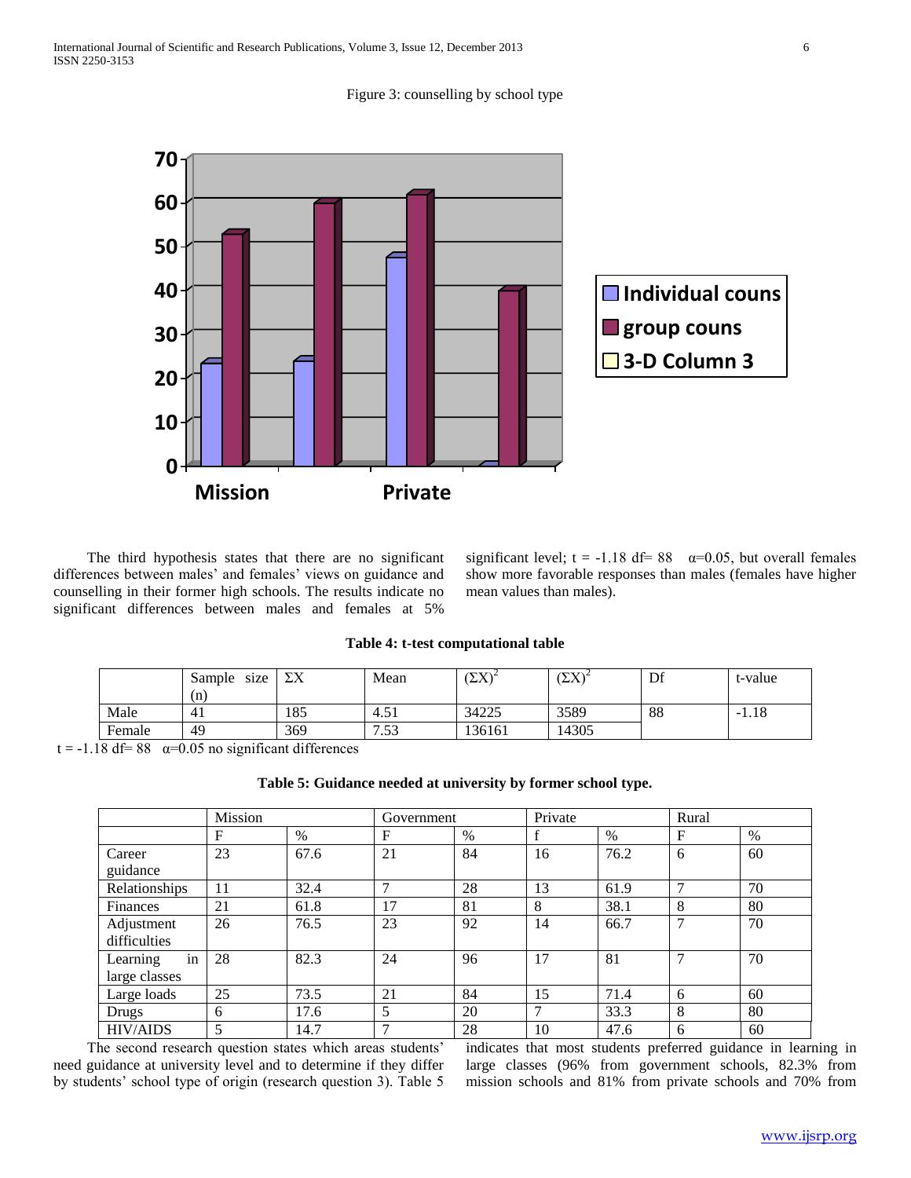Figure 3: counselling by school type

The third hypothesis states that there are no significant differences between males' and females' views on guidance and counselling in their former high schools. The results indicate no significant differences between males and females at 5% significant level; $t = -1.18$ df= 88 $\alpha=0.05$, but overall females show more favorable responses than males (females have higher mean values than males).

**Table 4: t-test computational table**

| | Sample size (n) | $\Sigma X$ | Mean | $(\Sigma X)^2$ | $(\Sigma X)^2$ | Df | t-value |
|---|---|---|---|---|---|---|---|
| Male | 41 | 185 | 4.51 | 34225 | 3589 | 88 | -1.18 |
| Female | 49 | 369 | 7.53 | 136161 | 14305 | | |

$t = -1.18$ df= 88 $\alpha=0.05$ no significant differences

**Table 5: Guidance needed at university by former school type.**

| | Mission | | Government | | Private | | Rural | |
|---|---|---|---|---|---|---|---|---|
| | F | % | F | % | f | % | F | % |
| Career guidance | 23 | 67.6 | 21 | 84 | 16 | 76.2 | 6 | 60 |
| Relationships | 11 | 32.4 | 7 | 28 | 13 | 61.9 | 7 | 70 |
| Finances | 21 | 61.8 | 17 | 81 | 8 | 38.1 | 8 | 80 |
| Adjustment difficulties | 26 | 76.5 | 23 | 92 | 14 | 66.7 | 7 | 70 |
| Learning in large classes | 28 | 82.3 | 24 | 96 | 17 | 81 | 7 | 70 |
| Large loads | 25 | 73.5 | 21 | 84 | 15 | 71.4 | 6 | 60 |
| Drugs | 6 | 17.6 | 5 | 20 | 7 | 33.3 | 8 | 80 |
| HIV/AIDS | 5 | 14.7 | 7 | 28 | 10 | 47.6 | 6 | 60 |

The second research question states which areas students' need guidance at university level and to determine if they differ by students' school type of origin (research question 3). Table 5 indicates that most students preferred guidance in learning in large classes (96% from government schools, 82.3% from mission schools and 81% from private schools and 70% from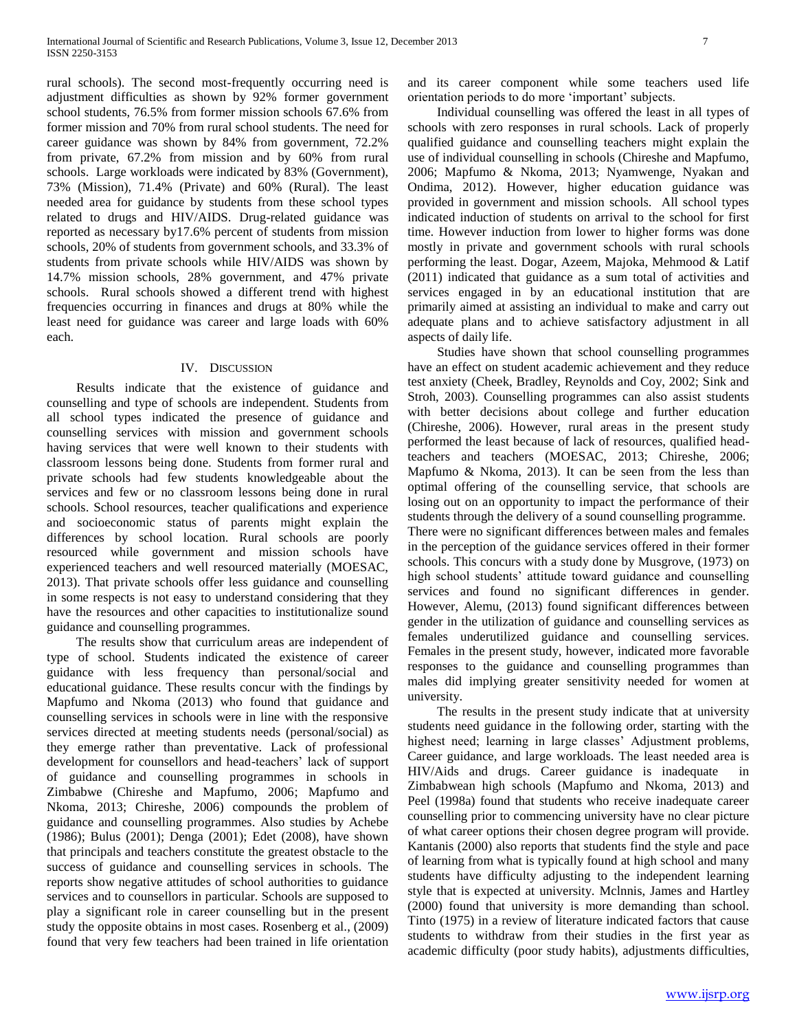rural schools). The second most-frequently occurring need is adjustment difficulties as shown by 92% former government school students, 76.5% from former mission schools 67.6% from former mission and 70% from rural school students. The need for career guidance was shown by 84% from government, 72.2% from private, 67.2% from mission and by 60% from rural schools. Large workloads were indicated by 83% (Government), 73% (Mission), 71.4% (Private) and 60% (Rural). The least needed area for guidance by students from these school types related to drugs and HIV/AIDS. Drug-related guidance was reported as necessary by17.6% percent of students from mission schools, 20% of students from government schools, and 33.3% of students from private schools while HIV/AIDS was shown by 14.7% mission schools, 28% government, and 47% private schools. Rural schools showed a different trend with highest frequencies occurring in finances and drugs at 80% while the least need for guidance was career and large loads with 60% each.

## IV. Discussion

Results indicate that the existence of guidance and counselling and type of schools are independent. Students from all school types indicated the presence of guidance and counselling services with mission and government schools having services that were well known to their students with classroom lessons being done. Students from former rural and private schools had few students knowledgeable about the services and few or no classroom lessons being done in rural schools. School resources, teacher qualifications and experience and socioeconomic status of parents might explain the differences by school location. Rural schools are poorly resourced while government and mission schools have experienced teachers and well resourced materially (MOESAC, 2013). That private schools offer less guidance and counselling in some respects is not easy to understand considering that they have the resources and other capacities to institutionalize sound guidance and counselling programmes.

The results show that curriculum areas are independent of type of school. Students indicated the existence of career guidance with less frequency than personal/social and educational guidance. These results concur with the findings by Mapfumo and Nkoma (2013) who found that guidance and counselling services in schools were in line with the responsive services directed at meeting students needs (personal/social) as they emerge rather than preventative. Lack of professional development for counsellors and head-teachers' lack of support of guidance and counselling programmes in schools in Zimbabwe (Chireshe and Mapfumo, 2006; Mapfumo and Nkoma, 2013; Chireshe, 2006) compounds the problem of guidance and counselling programmes. Also studies by Achebe (1986); Bulus (2001); Denga (2001); Edet (2008), have shown that principals and teachers constitute the greatest obstacle to the success of guidance and counselling services in schools. The reports show negative attitudes of school authorities to guidance services and to counsellors in particular. Schools are supposed to play a significant role in career counselling but in the present study the opposite obtains in most cases. Rosenberg et al., (2009) found that very few teachers had been trained in life orientation and its career component while some teachers used life orientation periods to do more 'important' subjects.

Individual counselling was offered the least in all types of schools with zero responses in rural schools. Lack of properly qualified guidance and counselling teachers might explain the use of individual counselling in schools (Chireshe and Mapfumo, 2006; Mapfumo & Nkoma, 2013; Nyamwenge, Nyakan and Ondima, 2012). However, higher education guidance was provided in government and mission schools. All school types indicated induction of students on arrival to the school for first time. However induction from lower to higher forms was done mostly in private and government schools with rural schools performing the least. Dogar, Azeem, Majoka, Mehmood & Latif (2011) indicated that guidance as a sum total of activities and services engaged in by an educational institution that are primarily aimed at assisting an individual to make and carry out adequate plans and to achieve satisfactory adjustment in all aspects of daily life.

Studies have shown that school counselling programmes have an effect on student academic achievement and they reduce test anxiety (Cheek, Bradley, Reynolds and Coy, 2002; Sink and Stroh, 2003). Counselling programmes can also assist students with better decisions about college and further education (Chireshe, 2006). However, rural areas in the present study performed the least because of lack of resources, qualified head-teachers and teachers (MOESAC, 2013; Chireshe, 2006; Mapfumo & Nkoma, 2013). It can be seen from the less than optimal offering of the counselling service, that schools are losing out on an opportunity to impact the performance of their students through the delivery of a sound counselling programme. There were no significant differences between males and females in the perception of the guidance services offered in their former schools. This concurs with a study done by Musgrove, (1973) on high school students' attitude toward guidance and counselling services and found no significant differences in gender. However, Alemu, (2013) found significant differences between gender in the utilization of guidance and counselling services as females underutilized guidance and counselling services. Females in the present study, however, indicated more favorable responses to the guidance and counselling programmes than males did implying greater sensitivity needed for women at university.

The results in the present study indicate that at university students need guidance in the following order, starting with the highest need; learning in large classes' Adjustment problems, Career guidance, and large workloads. The least needed area is HIV/Aids and drugs. Career guidance is inadequate in Zimbabwean high schools (Mapfumo and Nkoma, 2013) and Peel (1998a) found that students who receive inadequate career counselling prior to commencing university have no clear picture of what career options their chosen degree program will provide. Kantanis (2000) also reports that students find the style and pace of learning from what is typically found at high school and many students have difficulty adjusting to the independent learning style that is expected at university. Mclnnis, James and Hartley (2000) found that university is more demanding than school. Tinto (1975) in a review of literature indicated factors that cause students to withdraw from their studies in the first year as academic difficulty (poor study habits), adjustments difficulties,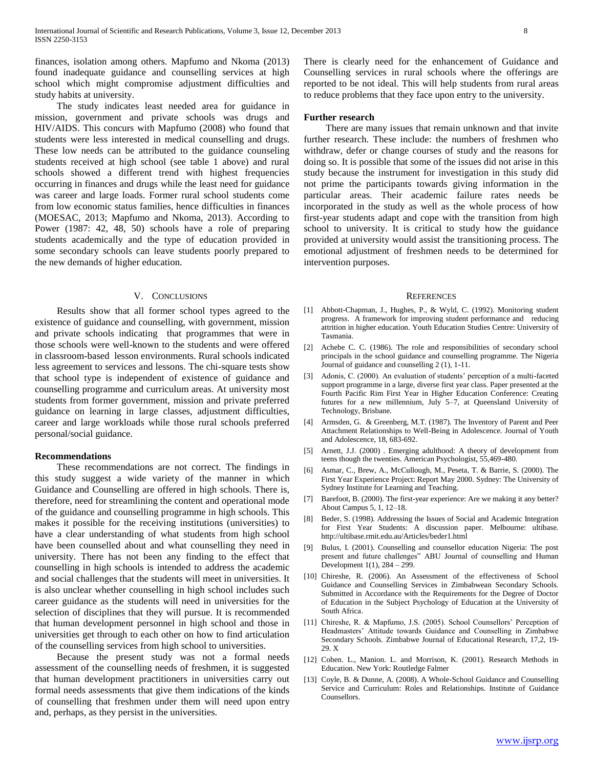finances, isolation among others. Mapfumo and Nkoma (2013) found inadequate guidance and counselling services at high school which might compromise adjustment difficulties and study habits at university.

The study indicates least needed area for guidance in mission, government and private schools was drugs and HIV/AIDS. This concurs with Mapfumo (2008) who found that students were less interested in medical counselling and drugs. These low needs can be attributed to the guidance counseling students received at high school (see table 1 above) and rural schools showed a different trend with highest frequencies occurring in finances and drugs while the least need for guidance was career and large loads. Former rural school students come from low economic status families, hence difficulties in finances (MOESAC, 2013; Mapfumo and Nkoma, 2013). According to Power (1987: 42, 48, 50) schools have a role of preparing students academically and the type of education provided in some secondary schools can leave students poorly prepared to the new demands of higher education.

## V. Conclusions

Results show that all former school types agreed to the existence of guidance and counselling, with government, mission and private schools indicating that programmes that were in those schools were well-known to the students and were offered in classroom-based lesson environments. Rural schools indicated less agreement to services and lessons. The chi-square tests show that school type is independent of existence of guidance and counselling programme and curriculum areas. At university most students from former government, mission and private preferred guidance on learning in large classes, adjustment difficulties, career and large workloads while those rural schools preferred personal/social guidance.

### Recommendations

These recommendations are not correct. The findings in this study suggest a wide variety of the manner in which Guidance and Counselling are offered in high schools. There is, therefore, need for streamlining the content and operational mode of the guidance and counselling programme in high schools. This makes it possible for the receiving institutions (universities) to have a clear understanding of what students from high school have been counselled about and what counselling they need in university. There has not been any finding to the effect that counselling in high schools is intended to address the academic and social challenges that the students will meet in universities. It is also unclear whether counselling in high school includes such career guidance as the students will need in universities for the selection of disciplines that they will pursue. It is recommended that human development personnel in high school and those in universities get through to each other on how to find articulation of the counselling services from high school to universities.

Because the present study was not a formal needs assessment of the counselling needs of freshmen, it is suggested that human development practitioners in universities carry out formal needs assessments that give them indications of the kinds of counselling that freshmen under them will need upon entry and, perhaps, as they persist in the universities.

There is clearly need for the enhancement of Guidance and Counselling services in rural schools where the offerings are reported to be not ideal. This will help students from rural areas to reduce problems that they face upon entry to the university.

### Further research

There are many issues that remain unknown and that invite further research. These include: the numbers of freshmen who withdraw, defer or change courses of study and the reasons for doing so. It is possible that some of the issues did not arise in this study because the instrument for investigation in this study did not prime the participants towards giving information in the particular areas. Their academic failure rates needs be incorporated in the study as well as the whole process of how first-year students adapt and cope with the transition from high school to university. It is critical to study how the guidance provided at university would assist the transitioning process. The emotional adjustment of freshmen needs to be determined for intervention purposes.

## References

[1] Abbott-Chapman, J., Hughes, P., & Wyld, C. (1992). Monitoring student progress. A framework for improving student performance and reducing attrition in higher education. Youth Education Studies Centre: University of Tasmania.

[2] Achebe C. C. (1986). The role and responsibilities of secondary school principals in the school guidance and counselling programme. The Nigeria Journal of guidance and counselling 2 (1), 1-11.

[3] Adonis, C. (2000). An evaluation of students' perception of a multi-faceted support programme in a large, diverse first year class. Paper presented at the Fourth Pacific Rim First Year in Higher Education Conference: Creating futures for a new millennium, July 5–7, at Queensland University of Technology, Brisbane.

[4] Armsden, G. & Greenberg, M.T. (1987). The Inventory of Parent and Peer Attachment Relationships to Well-Being in Adolescence. Journal of Youth and Adolescence, 18, 683-692.

[5] Arnett, J.J. (2000) . Emerging adulthood: A theory of development from teens though the twenties. American Psychologist, 55,469-480.

[6] Asmar, C., Brew, A., McCullough, M., Peseta, T. & Barrie, S. (2000). The First Year Experience Project: Report May 2000. Sydney: The University of Sydney Institute for Learning and Teaching.

[7] Barefoot, B. (2000). The first-year experience: Are we making it any better? About Campus 5, 1, 12–18.

[8] Beder, S. (1998). Addressing the Issues of Social and Academic Integration for First Year Students: A discussion paper. Melbourne: ultibase. http://ultibase.rmit.edu.au/Articles/beder1.html

[9] Bulus, I. (2001). Counselling and counsellor education Nigeria: The post present and future challenges" ABU Journal of counselling and Human Development 1(1), 284 – 299.

[10] Chireshe, R. (2006). An Assessment of the effectiveness of School Guidance and Counselling Services in Zimbabwean Secondary Schools. Submitted in Accordance with the Requirements for the Degree of Doctor of Education in the Subject Psychology of Education at the University of South Africa.

[11] Chireshe, R. & Mapfumo, J.S. (2005). School Counsellors' Perception of Headmasters' Attitude towards Guidance and Counselling in Zimbabwe Secondary Schools. Zimbabwe Journal of Educational Research, 17,2, 19-29. X

[12] Cohen. L., Manion. L. and Morrison, K. (2001). Research Methods in Education. New York: Routledge Falmer

[13] Coyle, B. & Dunne, A. (2008). A Whole-School Guidance and Counselling Service and Curriculum: Roles and Relationships. Institute of Guidance Counsellors.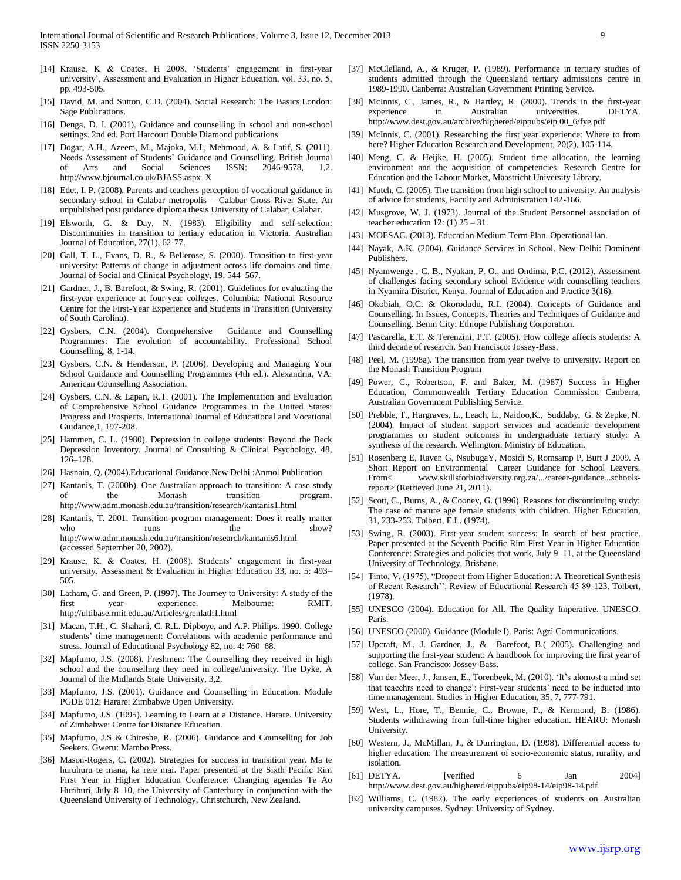[14] Krause, K & Coates, H 2008, 'Students' engagement in first-year university', Assessment and Evaluation in Higher Education, vol. 33, no. 5, pp. 493-505.

[15] David, M. and Sutton, C.D. (2004). Social Research: The Basics.London: Sage Publications.

[16] Denga, D. I. (2001). Guidance and counselling in school and non-school settings. 2nd ed. Port Harcourt Double Diamond publications

[17] Dogar, A.H., Azeem, M., Majoka, M.I., Mehmood, A. & Latif, S. (2011). Needs Assessment of Students' Guidance and Counselling. British Journal of Arts and Social Sciences ISSN: 2046-9578, 1,2. http://www.bjournal.co.uk/BJASS.aspx X

[18] Edet, I. P. (2008). Parents and teachers perception of vocational guidance in secondary school in Calabar metropolis – Calabar Cross River State. An unpublished post guidance diploma thesis University of Calabar, Calabar.

[19] Elsworth, G. & Day, N. (1983). Eligibility and self-selection: Discontinuities in transition to tertiary education in Victoria. Australian Journal of Education, 27(1), 62-77.

[20] Gall, T. L., Evans, D. R., & Bellerose, S. (2000). Transition to first-year university: Patterns of change in adjustment across life domains and time. Journal of Social and Clinical Psychology, 19, 544–567.

[21] Gardner, J., B. Barefoot, & Swing, R. (2001). Guidelines for evaluating the first-year experience at four-year colleges. Columbia: National Resource Centre for the First-Year Experience and Students in Transition (University of South Carolina).

[22] Gysbers, C.N. (2004). Comprehensive Guidance and Counselling Programmes: The evolution of accountability. Professional School Counselling, 8, 1-14.

[23] Gysbers, C.N. & Henderson, P. (2006). Developing and Managing Your School Guidance and Counselling Programmes (4th ed.). Alexandria, VA: American Counselling Association.

[24] Gysbers, C.N. & Lapan, R.T. (2001). The Implementation and Evaluation of Comprehensive School Guidance Programmes in the United States: Progress and Prospects. International Journal of Educational and Vocational Guidance,1, 197-208.

[25] Hammen, C. L. (1980). Depression in college students: Beyond the Beck Depression Inventory. Journal of Consulting & Clinical Psychology, 48, 126–128.

[26] Hasnain, Q. (2004).Educational Guidance.New Delhi :Anmol Publication

[27] Kantanis, T. (2000b). One Australian approach to transition: A case study of the Monash transition program. http://www.adm.monash.edu.au/transition/research/kantanis1.html

[28] Kantanis, T. 2001. Transition program management: Does it really matter who runs the show? http://www.adm.monash.edu.au/transition/research/kantanis6.html (accessed September 20, 2002).

[29] Krause, K. & Coates, H. (2008). Students' engagement in first-year university. Assessment & Evaluation in Higher Education 33, no. 5: 493–505.

[30] Latham, G. and Green, P. (1997). The Journey to University: A study of the first year experience. Melbourne: RMIT. http://ultibase.rmit.edu.au/Articles/grenlath1.html

[31] Macan, T.H., C. Shahani, C. R.L. Dipboye, and A.P. Philips. 1990. College students' time management: Correlations with academic performance and stress. Journal of Educational Psychology 82, no. 4: 760–68.

[32] Mapfumo, J.S. (2008). Freshmen: The Counselling they received in high school and the counselling they need in college/university. The Dyke, A Journal of the Midlands State University, 3,2.

[33] Mapfumo, J.S. (2001). Guidance and Counselling in Education. Module PGDE 012; Harare: Zimbabwe Open University.

[34] Mapfumo, J.S. (1995). Learning to Learn at a Distance. Harare. University of Zimbabwe: Centre for Distance Education.

[35] Mapfumo, J.S & Chireshe, R. (2006). Guidance and Counselling for Job Seekers. Gweru: Mambo Press.

[36] Mason-Rogers, C. (2002). Strategies for success in transition year. Ma te huruhuru te mana, ka rere mai. Paper presented at the Sixth Pacific Rim First Year in Higher Education Conference: Changing agendas Te Ao Hurihuri, July 8–10, the University of Canterbury in conjunction with the Queensland University of Technology, Christchurch, New Zealand.

[37] McClelland, A., & Kruger, P. (1989). Performance in tertiary studies of students admitted through the Queensland tertiary admissions centre in 1989-1990. Canberra: Australian Government Printing Service.

[38] McInnis, C., James, R., & Hartley, R. (2000). Trends in the first-year experience in Australian universities. DETYA. http://www.dest.gov.au/archive/highered/eippubs/eip 00_6/fye.pdf

[39] McInnis, C. (2001). Researching the first year experience: Where to from here? Higher Education Research and Development, 20(2), 105-114.

[40] Meng, C. & Heijke, H. (2005). Student time allocation, the learning environment and the acquisition of competencies. Research Centre for Education and the Labour Market, Maastricht University Library.

[41] Mutch, C. (2005). The transition from high school to university. An analysis of advice for students, Faculty and Administration 142-166.

[42] Musgrove, W. J. (1973). Journal of the Student Personnel association of teacher education 12: (1) 25 – 31.

[43] MOESAC. (2013). Education Medium Term Plan. Operational lan.

[44] Nayak, A.K. (2004). Guidance Services in School. New Delhi: Dominent Publishers.

[45] Nyamwenge , C. B., Nyakan, P. O., and Ondima, P.C. (2012). Assessment of challenges facing secondary school Evidence with counselling teachers in Nyamira District, Kenya. Journal of Education and Practice 3(16).

[46] Okobiah, O.C. & Okorodudu, R.I. (2004). Concepts of Guidance and Counselling. In Issues, Concepts, Theories and Techniques of Guidance and Counselling. Benin City: Ethiope Publishing Corporation.

[47] Pascarella, E.T. & Terenzini, P.T. (2005). How college affects students: A third decade of research. San Francisco: Jossey-Bass.

[48] Peel, M. (1998a). The transition from year twelve to university. Report on the Monash Transition Program

[49] Power, C., Robertson, F. and Baker, M. (1987) Success in Higher Education, Commonwealth Tertiary Education Commission Canberra, Australian Government Publishing Service.

[50] Prebble, T., Hargraves, L., Leach, L., Naidoo,K., Suddaby, G. & Zepke, N. (2004). Impact of student support services and academic development programmes on student outcomes in undergraduate tertiary study: A synthesis of the research. Wellington: Ministry of Education.

[51] Rosenberg E, Raven G, NsubugaY, Mosidi S, Romsamp P, Burt J 2009. A Short Report on Environmental Career Guidance for School Leavers. From< www.skillsforbiodiversity.org.za/.../career-guidance...schools-report> (Retrieved June 21, 2011).

[52] Scott, C., Burns, A., & Cooney, G. (1996). Reasons for discontinuing study: The case of mature age female students with children. Higher Education, 31, 233-253. Tolbert, E.L. (1974).

[53] Swing, R. (2003). First-year student success: In search of best practice. Paper presented at the Seventh Pacific Rim First Year in Higher Education Conference: Strategies and policies that work, July 9–11, at the Queensland University of Technology, Brisbane.

[54] Tinto, V. (1975). "Dropout from Higher Education: A Theoretical Synthesis of Recent Research''. Review of Educational Research 45 89-123. Tolbert, (1978).

[55] UNESCO (2004). Education for All. The Quality Imperative. UNESCO. Paris.

[56] UNESCO (2000). Guidance (Module I). Paris: Agzi Communications.

[57] Upcraft, M., J. Gardner, J., & Barefoot, B.( 2005). Challenging and supporting the first-year student: A handbook for improving the first year of college. San Francisco: Jossey-Bass.

[58] Van der Meer, J., Jansen, E., Torenbeek, M. (2010). 'It's alomost a mind set that teacehrs need to change': First-year students' need to be inducted into time management. Studies in Higher Education, 35, 7, 777-791.

[59] West, L., Hore, T., Bennie, C., Browne, P., & Kermond, B. (1986). Students withdrawing from full-time higher education. HEARU: Monash University.

[60] Western, J., McMillan, J., & Durrington, D. (1998). Differential access to higher education: The measurement of socio-economic status, rurality, and isolation.

[61] DETYA. [verified 6 Jan 2004] http://www.dest.gov.au/highered/eippubs/eip98-14/eip98-14.pdf

[62] Williams, C. (1982). The early experiences of students on Australian university campuses. Sydney: University of Sydney.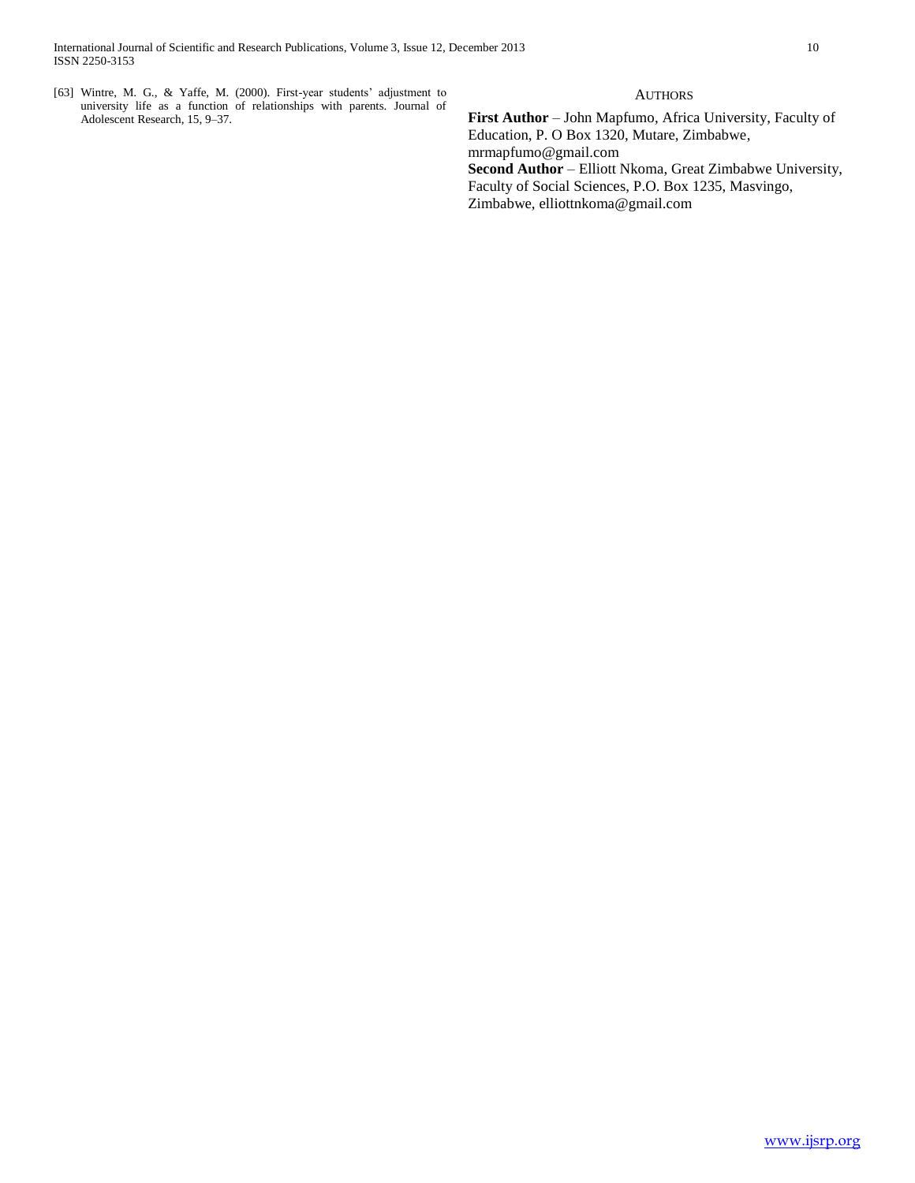[63] Wintre, M. G., & Yaffe, M. (2000). First-year students' adjustment to university life as a function of relationships with parents. Journal of Adolescent Research, 15, 9–37.

## AUTHORS

**First Author** – John Mapfumo, Africa University, Faculty of Education, P. O Box 1320, Mutare, Zimbabwe, mrmapfumo@gmail.com

**Second Author** – Elliott Nkoma, Great Zimbabwe University, Faculty of Social Sciences, P.O. Box 1235, Masvingo, Zimbabwe, elliottnkoma@gmail.com